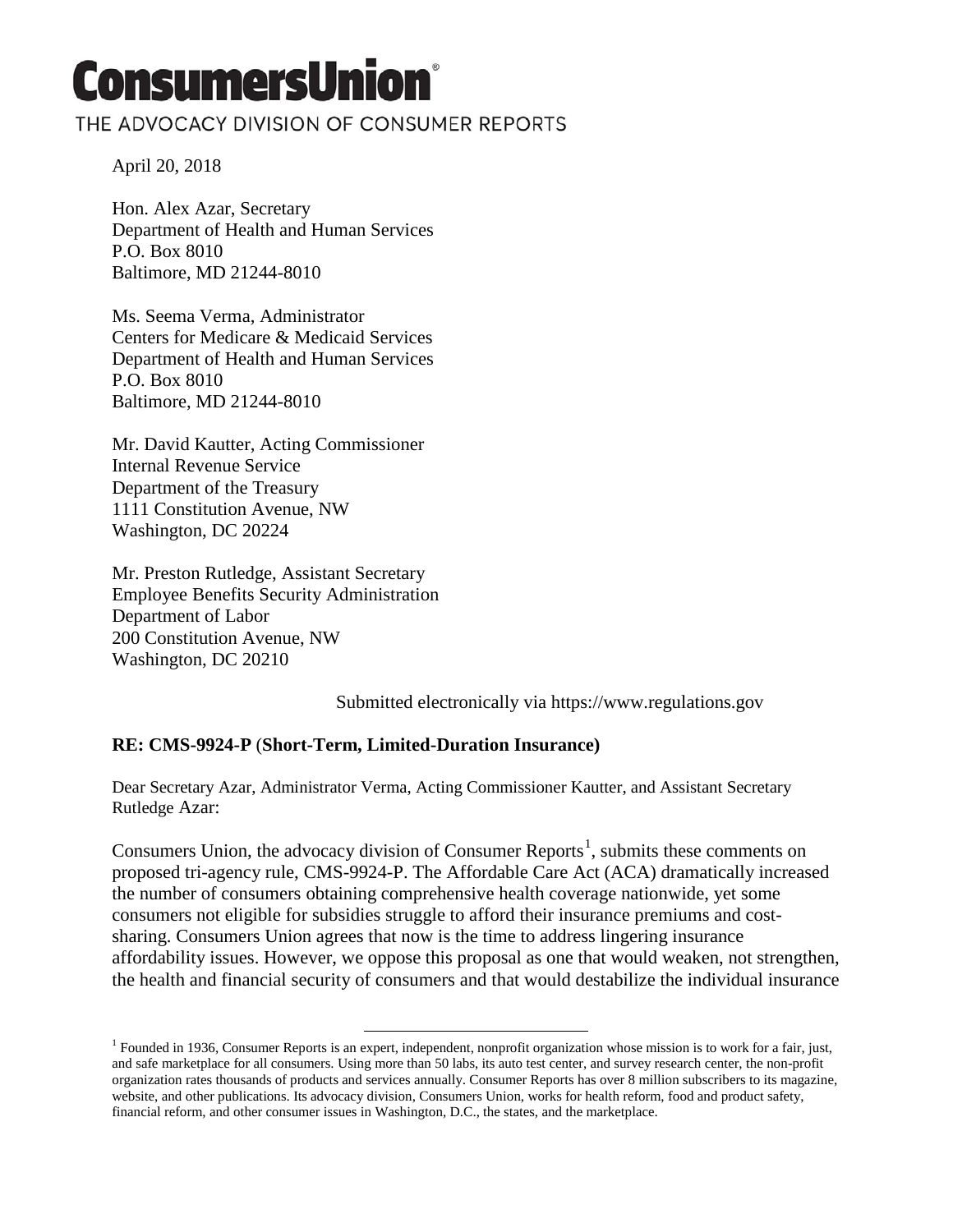# ConsumersUnion

THE ADVOCACY DIVISION OF CONSUMER REPORTS

April 20, 2018

Hon. Alex Azar, Secretary
Department of Health and Human Services
P.O. Box 8010
Baltimore, MD 21244-8010

Ms. Seema Verma, Administrator
Centers for Medicare & Medicaid Services
Department of Health and Human Services
P.O. Box 8010
Baltimore, MD 21244-8010

Mr. David Kautter, Acting Commissioner
Internal Revenue Service
Department of the Treasury
1111 Constitution Avenue, NW
Washington, DC 20224

Mr. Preston Rutledge, Assistant Secretary
Employee Benefits Security Administration
Department of Labor
200 Constitution Avenue, NW
Washington, DC 20210

Submitted electronically via https://www.regulations.gov

**RE: CMS-9924-P (Short-Term, Limited-Duration Insurance)**

Dear Secretary Azar, Administrator Verma, Acting Commissioner Kautter, and Assistant Secretary Rutledge Azar:

Consumers Union, the advocacy division of Consumer Reports[1], submits these comments on proposed tri-agency rule, CMS-9924-P. The Affordable Care Act (ACA) dramatically increased the number of consumers obtaining comprehensive health coverage nationwide, yet some consumers not eligible for subsidies struggle to afford their insurance premiums and cost-sharing. Consumers Union agrees that now is the time to address lingering insurance affordability issues. However, we oppose this proposal as one that would weaken, not strengthen, the health and financial security of consumers and that would destabilize the individual insurance

[1] Founded in 1936, Consumer Reports is an expert, independent, nonprofit organization whose mission is to work for a fair, just, and safe marketplace for all consumers. Using more than 50 labs, its auto test center, and survey research center, the non-profit organization rates thousands of products and services annually. Consumer Reports has over 8 million subscribers to its magazine, website, and other publications. Its advocacy division, Consumers Union, works for health reform, food and product safety, financial reform, and other consumer issues in Washington, D.C., the states, and the marketplace.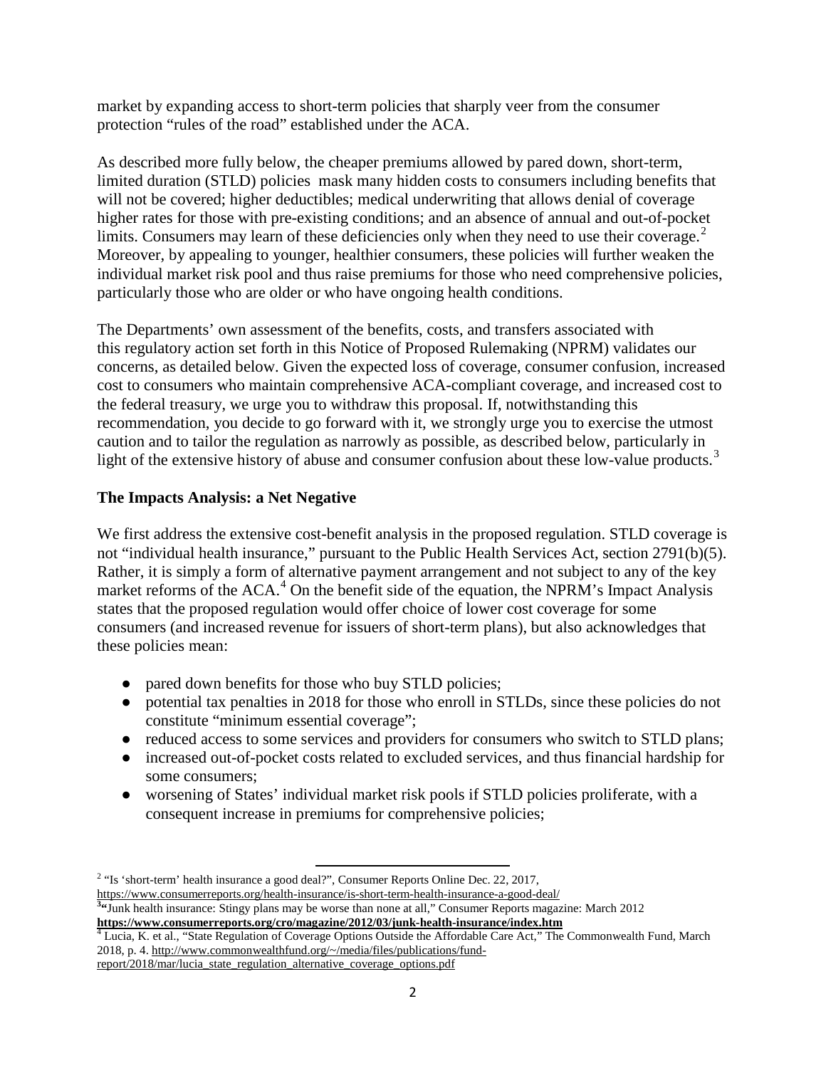market by expanding access to short-term policies that sharply veer from the consumer protection "rules of the road" established under the ACA.

As described more fully below, the cheaper premiums allowed by pared down, short-term, limited duration (STLD) policies mask many hidden costs to consumers including benefits that will not be covered; higher deductibles; medical underwriting that allows denial of coverage higher rates for those with pre-existing conditions; and an absence of annual and out-of-pocket limits. Consumers may learn of these deficiencies only when they need to use their coverage.[2] Moreover, by appealing to younger, healthier consumers, these policies will further weaken the individual market risk pool and thus raise premiums for those who need comprehensive policies, particularly those who are older or who have ongoing health conditions.

The Departments' own assessment of the benefits, costs, and transfers associated with this regulatory action set forth in this Notice of Proposed Rulemaking (NPRM) validates our concerns, as detailed below. Given the expected loss of coverage, consumer confusion, increased cost to consumers who maintain comprehensive ACA-compliant coverage, and increased cost to the federal treasury, we urge you to withdraw this proposal. If, notwithstanding this recommendation, you decide to go forward with it, we strongly urge you to exercise the utmost caution and to tailor the regulation as narrowly as possible, as described below, particularly in light of the extensive history of abuse and consumer confusion about these low-value products.[3]

### The Impacts Analysis: a Net Negative

We first address the extensive cost-benefit analysis in the proposed regulation. STLD coverage is not "individual health insurance," pursuant to the Public Health Services Act, section 2791(b)(5). Rather, it is simply a form of alternative payment arrangement and not subject to any of the key market reforms of the ACA.[4] On the benefit side of the equation, the NPRM's Impact Analysis states that the proposed regulation would offer choice of lower cost coverage for some consumers (and increased revenue for issuers of short-term plans), but also acknowledges that these policies mean:

- pared down benefits for those who buy STLD policies;
- potential tax penalties in 2018 for those who enroll in STLDs, since these policies do not constitute "minimum essential coverage";
- reduced access to some services and providers for consumers who switch to STLD plans;
- increased out-of-pocket costs related to excluded services, and thus financial hardship for some consumers;
- worsening of States' individual market risk pools if STLD policies proliferate, with a consequent increase in premiums for comprehensive policies;

---

[2] "Is 'short-term' health insurance a good deal?", Consumer Reports Online Dec. 22, 2017, https://www.consumerreports.org/health-insurance/is-short-term-health-insurance-a-good-deal/

[3] "Junk health insurance: Stingy plans may be worse than none at all," Consumer Reports magazine: March 2012 **https://www.consumerreports.org/cro/magazine/2012/03/junk-health-insurance/index.htm**

[4] Lucia, K. et al., "State Regulation of Coverage Options Outside the Affordable Care Act," The Commonwealth Fund, March 2018, p. 4. http://www.commonwealthfund.org/~/media/files/publications/fund-report/2018/mar/lucia_state_regulation_alternative_coverage_options.pdf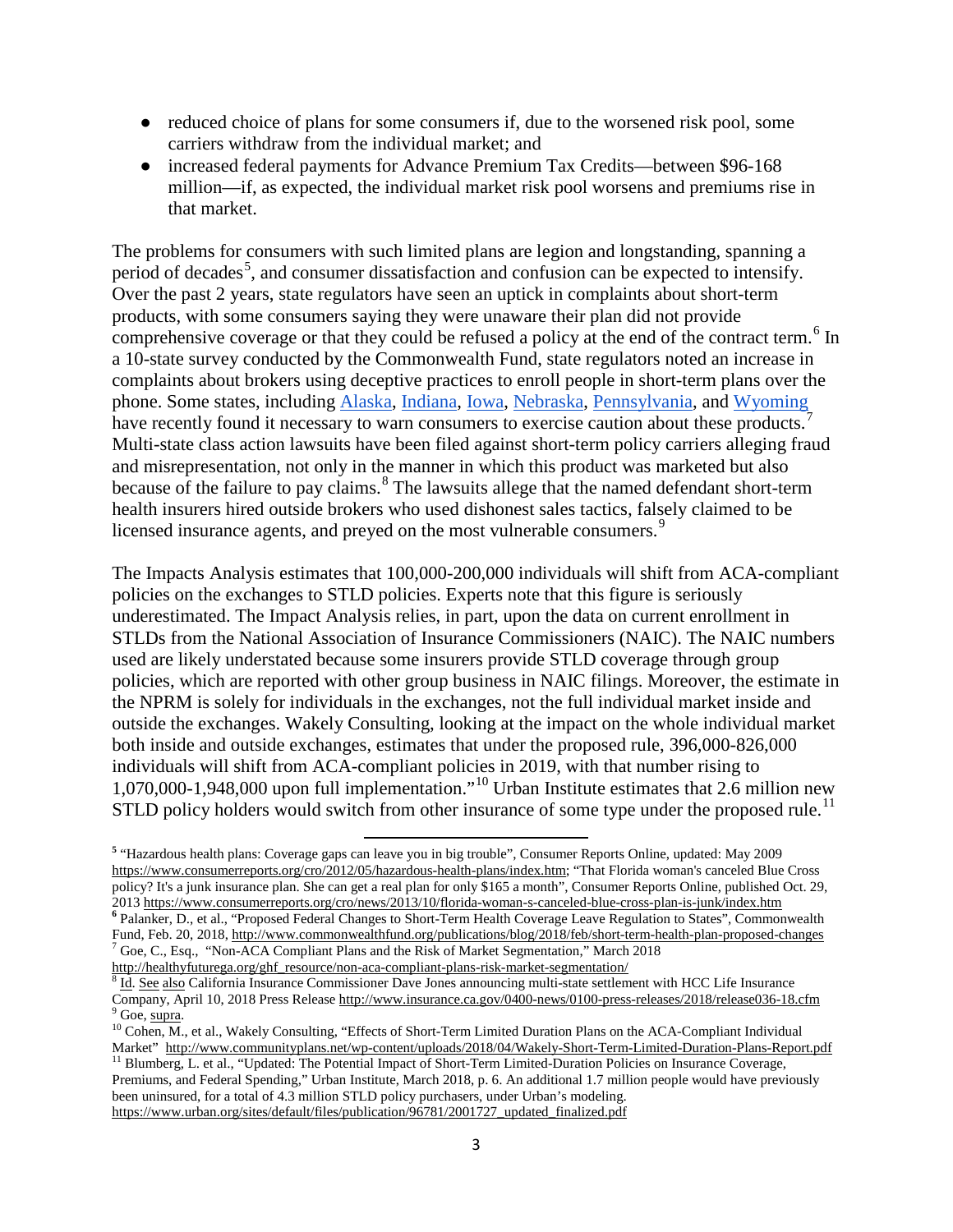- reduced choice of plans for some consumers if, due to the worsened risk pool, some carriers withdraw from the individual market; and
- increased federal payments for Advance Premium Tax Credits—between $96-168 million—if, as expected, the individual market risk pool worsens and premiums rise in that market.

The problems for consumers with such limited plans are legion and longstanding, spanning a period of decades[5], and consumer dissatisfaction and confusion can be expected to intensify. Over the past 2 years, state regulators have seen an uptick in complaints about short-term products, with some consumers saying they were unaware their plan did not provide comprehensive coverage or that they could be refused a policy at the end of the contract term.[6] In a 10-state survey conducted by the Commonwealth Fund, state regulators noted an increase in complaints about brokers using deceptive practices to enroll people in short-term plans over the phone. Some states, including Alaska, Indiana, Iowa, Nebraska, Pennsylvania, and Wyoming have recently found it necessary to warn consumers to exercise caution about these products.[7] Multi-state class action lawsuits have been filed against short-term policy carriers alleging fraud and misrepresentation, not only in the manner in which this product was marketed but also because of the failure to pay claims.[8] The lawsuits allege that the named defendant short-term health insurers hired outside brokers who used dishonest sales tactics, falsely claimed to be licensed insurance agents, and preyed on the most vulnerable consumers.[9]

The Impacts Analysis estimates that 100,000-200,000 individuals will shift from ACA-compliant policies on the exchanges to STLD policies. Experts note that this figure is seriously underestimated. The Impact Analysis relies, in part, upon the data on current enrollment in STLDs from the National Association of Insurance Commissioners (NAIC). The NAIC numbers used are likely understated because some insurers provide STLD coverage through group policies, which are reported with other group business in NAIC filings. Moreover, the estimate in the NPRM is solely for individuals in the exchanges, not the full individual market inside and outside the exchanges. Wakely Consulting, looking at the impact on the whole individual market both inside and outside exchanges, estimates that under the proposed rule, 396,000-826,000 individuals will shift from ACA-compliant policies in 2019, with that number rising to 1,070,000-1,948,000 upon full implementation."[10] Urban Institute estimates that 2.6 million new STLD policy holders would switch from other insurance of some type under the proposed rule.[11]

---

[5] "Hazardous health plans: Coverage gaps can leave you in big trouble", Consumer Reports Online, updated: May 2009 https://www.consumerreports.org/cro/2012/05/hazardous-health-plans/index.htm; "That Florida woman's canceled Blue Cross policy? It's a junk insurance plan. She can get a real plan for only $165 a month", Consumer Reports Online, published Oct. 29, 2013 https://www.consumerreports.org/cro/news/2013/10/florida-woman-s-canceled-blue-cross-plan-is-junk/index.htm

[6] Palanker, D., et al., "Proposed Federal Changes to Short-Term Health Coverage Leave Regulation to States", Commonwealth Fund, Feb. 20, 2018, http://www.commonwealthfund.org/publications/blog/2018/feb/short-term-health-plan-proposed-changes

[7] Goe, C., Esq., "Non-ACA Compliant Plans and the Risk of Market Segmentation," March 2018 http://healthyfuturega.org/ghf_resource/non-aca-compliant-plans-risk-market-segmentation/

[8] Id. See also California Insurance Commissioner Dave Jones announcing multi-state settlement with HCC Life Insurance Company, April 10, 2018 Press Release http://www.insurance.ca.gov/0400-news/0100-press-releases/2018/release036-18.cfm

[9] Goe, supra.

[10] Cohen, M., et al., Wakely Consulting, "Effects of Short-Term Limited Duration Plans on the ACA-Compliant Individual Market" http://www.communityplans.net/wp-content/uploads/2018/04/Wakely-Short-Term-Limited-Duration-Plans-Report.pdf

[11] Blumberg, L. et al., "Updated: The Potential Impact of Short-Term Limited-Duration Policies on Insurance Coverage, Premiums, and Federal Spending," Urban Institute, March 2018, p. 6. An additional 1.7 million people would have previously been uninsured, for a total of 4.3 million STLD policy purchasers, under Urban's modeling. https://www.urban.org/sites/default/files/publication/96781/2001727_updated_finalized.pdf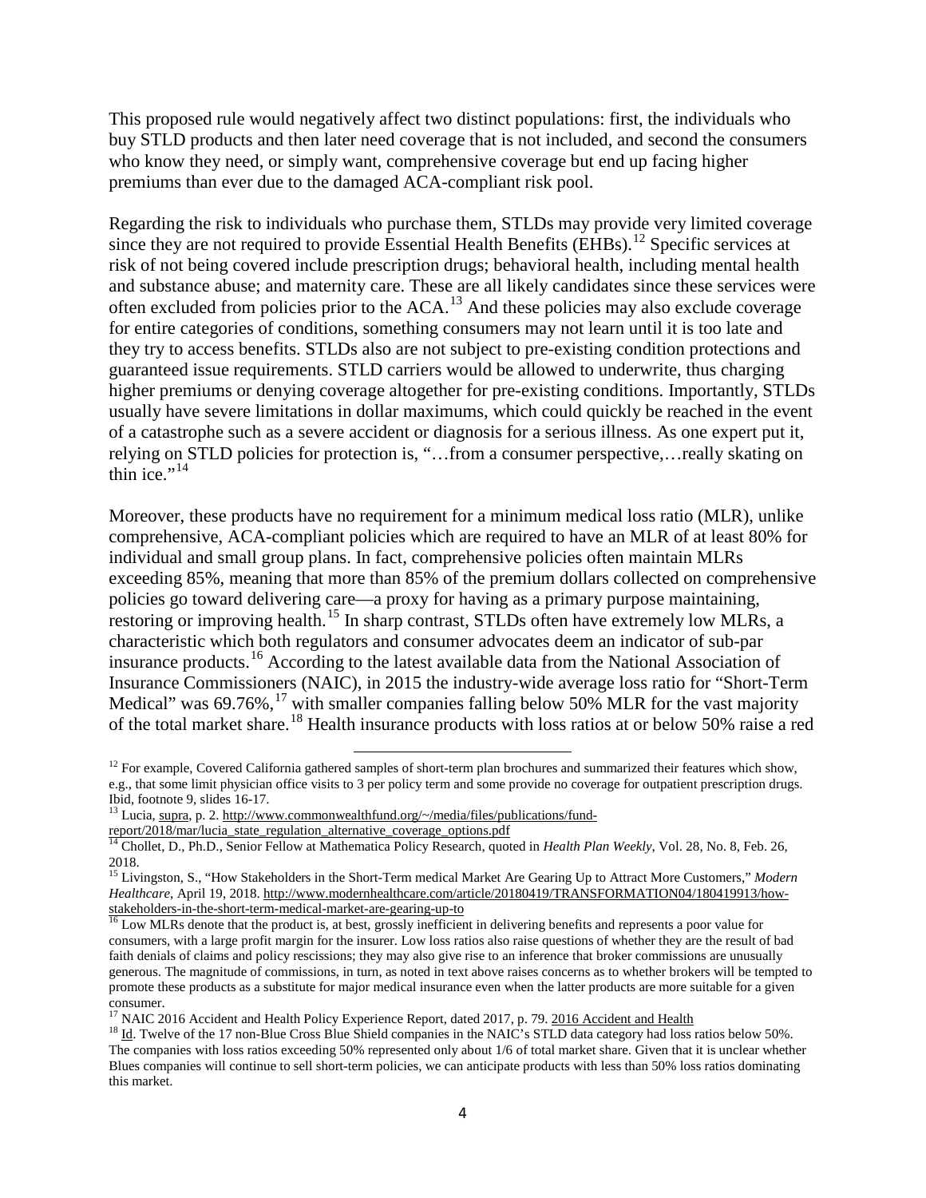This proposed rule would negatively affect two distinct populations: first, the individuals who buy STLD products and then later need coverage that is not included, and second the consumers who know they need, or simply want, comprehensive coverage but end up facing higher premiums than ever due to the damaged ACA-compliant risk pool.

Regarding the risk to individuals who purchase them, STLDs may provide very limited coverage since they are not required to provide Essential Health Benefits (EHBs).[12] Specific services at risk of not being covered include prescription drugs; behavioral health, including mental health and substance abuse; and maternity care. These are all likely candidates since these services were often excluded from policies prior to the ACA.[13] And these policies may also exclude coverage for entire categories of conditions, something consumers may not learn until it is too late and they try to access benefits. STLDs also are not subject to pre-existing condition protections and guaranteed issue requirements. STLD carriers would be allowed to underwrite, thus charging higher premiums or denying coverage altogether for pre-existing conditions. Importantly, STLDs usually have severe limitations in dollar maximums, which could quickly be reached in the event of a catastrophe such as a severe accident or diagnosis for a serious illness. As one expert put it, relying on STLD policies for protection is, "…from a consumer perspective,…really skating on thin ice."[14]

Moreover, these products have no requirement for a minimum medical loss ratio (MLR), unlike comprehensive, ACA-compliant policies which are required to have an MLR of at least 80% for individual and small group plans. In fact, comprehensive policies often maintain MLRs exceeding 85%, meaning that more than 85% of the premium dollars collected on comprehensive policies go toward delivering care—a proxy for having as a primary purpose maintaining, restoring or improving health.[15] In sharp contrast, STLDs often have extremely low MLRs, a characteristic which both regulators and consumer advocates deem an indicator of sub-par insurance products.[16] According to the latest available data from the National Association of Insurance Commissioners (NAIC), in 2015 the industry-wide average loss ratio for "Short-Term Medical" was 69.76%,[17] with smaller companies falling below 50% MLR for the vast majority of the total market share.[18] Health insurance products with loss ratios at or below 50% raise a red

---

[12] For example, Covered California gathered samples of short-term plan brochures and summarized their features which show, e.g., that some limit physician office visits to 3 per policy term and some provide no coverage for outpatient prescription drugs. Ibid, footnote 9, slides 16-17.

[13] Lucia, supra, p. 2. http://www.commonwealthfund.org/~/media/files/publications/fund-report/2018/mar/lucia_state_regulation_alternative_coverage_options.pdf

[14] Chollet, D., Ph.D., Senior Fellow at Mathematica Policy Research, quoted in *Health Plan Weekly*, Vol. 28, No. 8, Feb. 26, 2018.

[15] Livingston, S., "How Stakeholders in the Short-Term medical Market Are Gearing Up to Attract More Customers," *Modern Healthcare*, April 19, 2018. http://www.modernhealthcare.com/article/20180419/TRANSFORMATION04/180419913/how-stakeholders-in-the-short-term-medical-market-are-gearing-up-to

[16] Low MLRs denote that the product is, at best, grossly inefficient in delivering benefits and represents a poor value for consumers, with a large profit margin for the insurer. Low loss ratios also raise questions of whether they are the result of bad faith denials of claims and policy rescissions; they may also give rise to an inference that broker commissions are unusually generous. The magnitude of commissions, in turn, as noted in text above raises concerns as to whether brokers will be tempted to promote these products as a substitute for major medical insurance even when the latter products are more suitable for a given consumer.

[17] NAIC 2016 Accident and Health Policy Experience Report, dated 2017, p. 79. 2016 Accident and Health

[18] Id. Twelve of the 17 non-Blue Cross Blue Shield companies in the NAIC's STLD data category had loss ratios below 50%. The companies with loss ratios exceeding 50% represented only about 1/6 of total market share. Given that it is unclear whether Blues companies will continue to sell short-term policies, we can anticipate products with less than 50% loss ratios dominating this market.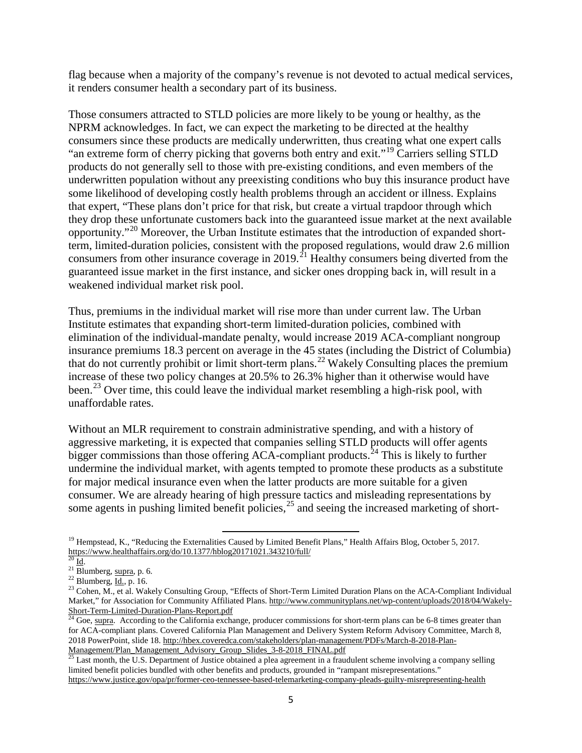flag because when a majority of the company's revenue is not devoted to actual medical services, it renders consumer health a secondary part of its business.

Those consumers attracted to STLD policies are more likely to be young or healthy, as the NPRM acknowledges. In fact, we can expect the marketing to be directed at the healthy consumers since these products are medically underwritten, thus creating what one expert calls "an extreme form of cherry picking that governs both entry and exit."[19] Carriers selling STLD products do not generally sell to those with pre-existing conditions, and even members of the underwritten population without any preexisting conditions who buy this insurance product have some likelihood of developing costly health problems through an accident or illness. Explains that expert, "These plans don't price for that risk, but create a virtual trapdoor through which they drop these unfortunate customers back into the guaranteed issue market at the next available opportunity."[20] Moreover, the Urban Institute estimates that the introduction of expanded short-term, limited-duration policies, consistent with the proposed regulations, would draw 2.6 million consumers from other insurance coverage in 2019.[21] Healthy consumers being diverted from the guaranteed issue market in the first instance, and sicker ones dropping back in, will result in a weakened individual market risk pool.

Thus, premiums in the individual market will rise more than under current law. The Urban Institute estimates that expanding short-term limited-duration policies, combined with elimination of the individual-mandate penalty, would increase 2019 ACA-compliant nongroup insurance premiums 18.3 percent on average in the 45 states (including the District of Columbia) that do not currently prohibit or limit short-term plans.[22] Wakely Consulting places the premium increase of these two policy changes at 20.5% to 26.3% higher than it otherwise would have been.[23] Over time, this could leave the individual market resembling a high-risk pool, with unaffordable rates.

Without an MLR requirement to constrain administrative spending, and with a history of aggressive marketing, it is expected that companies selling STLD products will offer agents bigger commissions than those offering ACA-compliant products.[24] This is likely to further undermine the individual market, with agents tempted to promote these products as a substitute for major medical insurance even when the latter products are more suitable for a given consumer. We are already hearing of high pressure tactics and misleading representations by some agents in pushing limited benefit policies,[25] and seeing the increased marketing of short-

---

[19] Hempstead, K., "Reducing the Externalities Caused by Limited Benefit Plans," Health Affairs Blog, October 5, 2017. https://www.healthaffairs.org/do/10.1377/hblog20171021.343210/full/

[20] Id.

[21] Blumberg, supra, p. 6.

[22] Blumberg, Id., p. 16.

[23] Cohen, M., et al. Wakely Consulting Group, "Effects of Short-Term Limited Duration Plans on the ACA-Compliant Individual Market," for Association for Community Affiliated Plans. http://www.communityplans.net/wp-content/uploads/2018/04/Wakely-Short-Term-Limited-Duration-Plans-Report.pdf

[24] Goe, supra. According to the California exchange, producer commissions for short-term plans can be 6-8 times greater than for ACA-compliant plans. Covered California Plan Management and Delivery System Reform Advisory Committee, March 8, 2018 PowerPoint, slide 18. http://hbex.coveredca.com/stakeholders/plan-management/PDFs/March-8-2018-Plan-Management/Plan_Management_Advisory_Group_Slides_3-8-2018_FINAL.pdf

[25] Last month, the U.S. Department of Justice obtained a plea agreement in a fraudulent scheme involving a company selling limited benefit policies bundled with other benefits and products, grounded in "rampant misrepresentations." https://www.justice.gov/opa/pr/former-ceo-tennessee-based-telemarketing-company-pleads-guilty-misrepresenting-health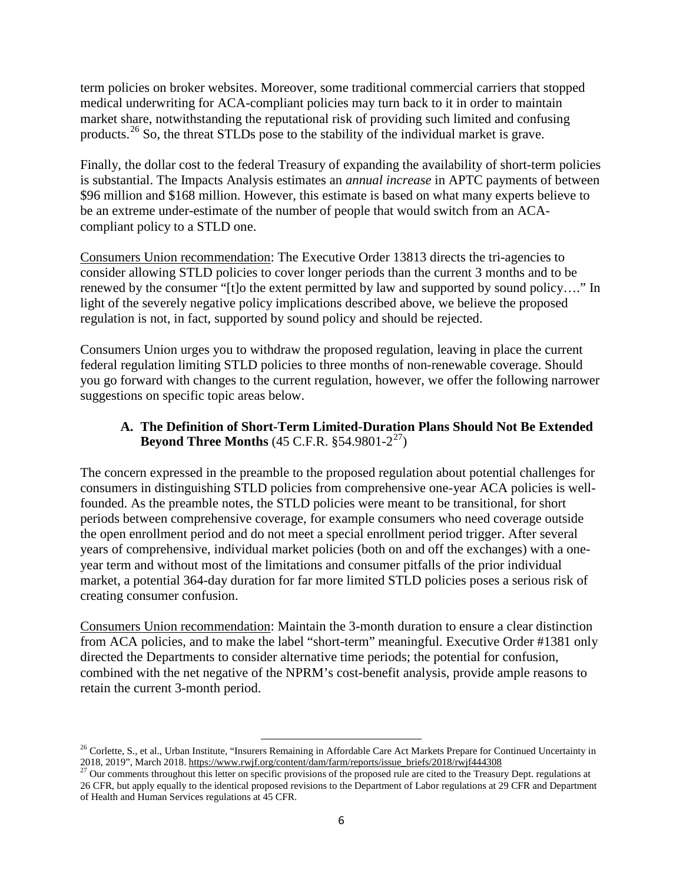term policies on broker websites. Moreover, some traditional commercial carriers that stopped medical underwriting for ACA-compliant policies may turn back to it in order to maintain market share, notwithstanding the reputational risk of providing such limited and confusing products.[26] So, the threat STLDs pose to the stability of the individual market is grave.

Finally, the dollar cost to the federal Treasury of expanding the availability of short-term policies is substantial. The Impacts Analysis estimates an *annual increase* in APTC payments of between \$96 million and \$168 million. However, this estimate is based on what many experts believe to be an extreme under-estimate of the number of people that would switch from an ACA-compliant policy to a STLD one.

Consumers Union recommendation: The Executive Order 13813 directs the tri-agencies to consider allowing STLD policies to cover longer periods than the current 3 months and to be renewed by the consumer "[t]o the extent permitted by law and supported by sound policy…." In light of the severely negative policy implications described above, we believe the proposed regulation is not, in fact, supported by sound policy and should be rejected.

Consumers Union urges you to withdraw the proposed regulation, leaving in place the current federal regulation limiting STLD policies to three months of non-renewable coverage. Should you go forward with changes to the current regulation, however, we offer the following narrower suggestions on specific topic areas below.

### A. The Definition of Short-Term Limited-Duration Plans Should Not Be Extended Beyond Three Months (45 C.F.R. §54.9801-2[27])

The concern expressed in the preamble to the proposed regulation about potential challenges for consumers in distinguishing STLD policies from comprehensive one-year ACA policies is well-founded. As the preamble notes, the STLD policies were meant to be transitional, for short periods between comprehensive coverage, for example consumers who need coverage outside the open enrollment period and do not meet a special enrollment period trigger. After several years of comprehensive, individual market policies (both on and off the exchanges) with a one-year term and without most of the limitations and consumer pitfalls of the prior individual market, a potential 364-day duration for far more limited STLD policies poses a serious risk of creating consumer confusion.

Consumers Union recommendation: Maintain the 3-month duration to ensure a clear distinction from ACA policies, and to make the label "short-term" meaningful. Executive Order #1381 only directed the Departments to consider alternative time periods; the potential for confusion, combined with the net negative of the NPRM's cost-benefit analysis, provide ample reasons to retain the current 3-month period.

---

[26] Corlette, S., et al., Urban Institute, "Insurers Remaining in Affordable Care Act Markets Prepare for Continued Uncertainty in 2018, 2019", March 2018. https://www.rwjf.org/content/dam/farm/reports/issue_briefs/2018/rwjf444308

[27] Our comments throughout this letter on specific provisions of the proposed rule are cited to the Treasury Dept. regulations at 26 CFR, but apply equally to the identical proposed revisions to the Department of Labor regulations at 29 CFR and Department of Health and Human Services regulations at 45 CFR.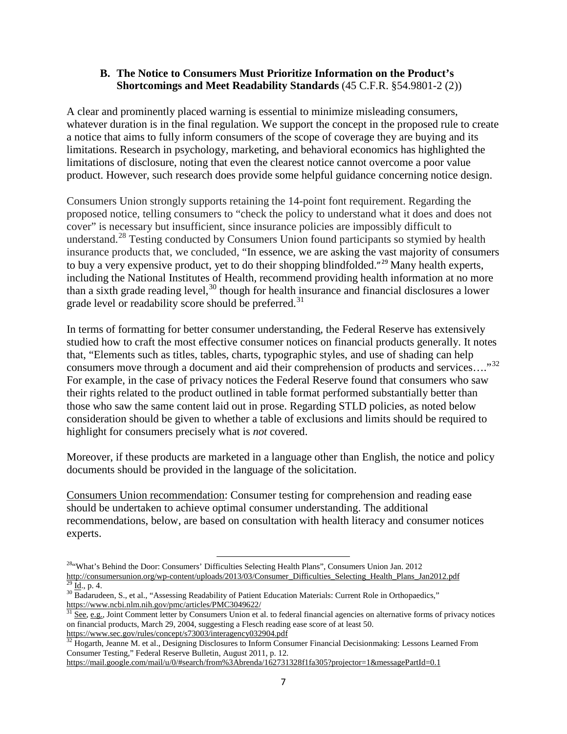### B. The Notice to Consumers Must Prioritize Information on the Product's Shortcomings and Meet Readability Standards (45 C.F.R. §54.9801-2 (2))

A clear and prominently placed warning is essential to minimize misleading consumers, whatever duration is in the final regulation. We support the concept in the proposed rule to create a notice that aims to fully inform consumers of the scope of coverage they are buying and its limitations. Research in psychology, marketing, and behavioral economics has highlighted the limitations of disclosure, noting that even the clearest notice cannot overcome a poor value product. However, such research does provide some helpful guidance concerning notice design.

Consumers Union strongly supports retaining the 14-point font requirement. Regarding the proposed notice, telling consumers to "check the policy to understand what it does and does not cover" is necessary but insufficient, since insurance policies are impossibly difficult to understand.[28] Testing conducted by Consumers Union found participants so stymied by health insurance products that, we concluded, "In essence, we are asking the vast majority of consumers to buy a very expensive product, yet to do their shopping blindfolded."[29] Many health experts, including the National Institutes of Health, recommend providing health information at no more than a sixth grade reading level,[30] though for health insurance and financial disclosures a lower grade level or readability score should be preferred.[31]

In terms of formatting for better consumer understanding, the Federal Reserve has extensively studied how to craft the most effective consumer notices on financial products generally. It notes that, "Elements such as titles, tables, charts, typographic styles, and use of shading can help consumers move through a document and aid their comprehension of products and services…."[32] For example, in the case of privacy notices the Federal Reserve found that consumers who saw their rights related to the product outlined in table format performed substantially better than those who saw the same content laid out in prose. Regarding STLD policies, as noted below consideration should be given to whether a table of exclusions and limits should be required to highlight for consumers precisely what is *not* covered.

Moreover, if these products are marketed in a language other than English, the notice and policy documents should be provided in the language of the solicitation.

Consumers Union recommendation: Consumer testing for comprehension and reading ease should be undertaken to achieve optimal consumer understanding. The additional recommendations, below, are based on consultation with health literacy and consumer notices experts.

---

[28] "What's Behind the Door: Consumers' Difficulties Selecting Health Plans", Consumers Union Jan. 2012 http://consumersunion.org/wp-content/uploads/2013/03/Consumer_Difficulties_Selecting_Health_Plans_Jan2012.pdf

[29] Id., p. 4.

[30] Badarudeen, S., et al., "Assessing Readability of Patient Education Materials: Current Role in Orthopaedics," https://www.ncbi.nlm.nih.gov/pmc/articles/PMC3049622/

[31] See, e.g., Joint Comment letter by Consumers Union et al. to federal financial agencies on alternative forms of privacy notices on financial products, March 29, 2004, suggesting a Flesch reading ease score of at least 50. https://www.sec.gov/rules/concept/s73003/interagency032904.pdf

[32] Hogarth, Jeanne M. et al., Designing Disclosures to Inform Consumer Financial Decisionmaking: Lessons Learned From Consumer Testing," Federal Reserve Bulletin, August 2011, p. 12. https://mail.google.com/mail/u/0/#search/from%3Abrenda/162731328f1fa305?projector=1&messagePartId=0.1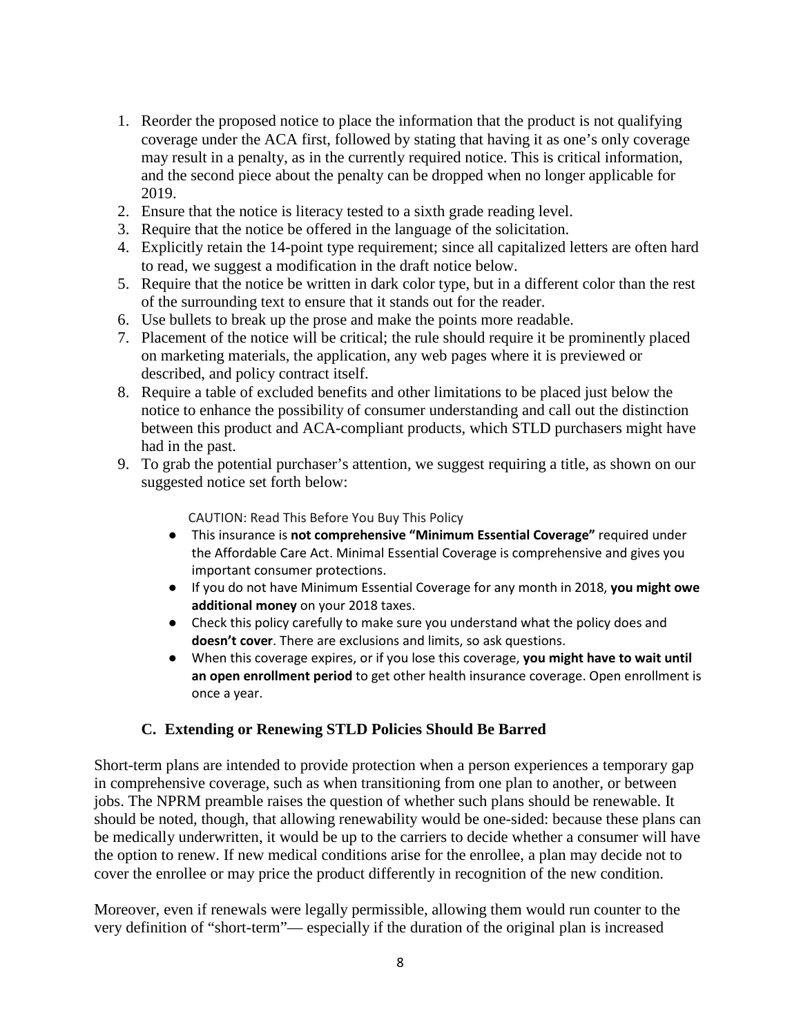1. Reorder the proposed notice to place the information that the product is not qualifying coverage under the ACA first, followed by stating that having it as one's only coverage may result in a penalty, as in the currently required notice. This is critical information, and the second piece about the penalty can be dropped when no longer applicable for 2019.
2. Ensure that the notice is literacy tested to a sixth grade reading level.
3. Require that the notice be offered in the language of the solicitation.
4. Explicitly retain the 14-point type requirement; since all capitalized letters are often hard to read, we suggest a modification in the draft notice below.
5. Require that the notice be written in dark color type, but in a different color than the rest of the surrounding text to ensure that it stands out for the reader.
6. Use bullets to break up the prose and make the points more readable.
7. Placement of the notice will be critical; the rule should require it be prominently placed on marketing materials, the application, any web pages where it is previewed or described, and policy contract itself.
8. Require a table of excluded benefits and other limitations to be placed just below the notice to enhance the possibility of consumer understanding and call out the distinction between this product and ACA-compliant products, which STLD purchasers might have had in the past.
9. To grab the potential purchaser's attention, we suggest requiring a title, as shown on our suggested notice set forth below:

CAUTION: Read This Before You Buy This Policy

- This insurance is **not comprehensive "Minimum Essential Coverage"** required under the Affordable Care Act. Minimal Essential Coverage is comprehensive and gives you important consumer protections.
- If you do not have Minimum Essential Coverage for any month in 2018, **you might owe additional money** on your 2018 taxes.
- Check this policy carefully to make sure you understand what the policy does and **doesn't cover**. There are exclusions and limits, so ask questions.
- When this coverage expires, or if you lose this coverage, **you might have to wait until an open enrollment period** to get other health insurance coverage. Open enrollment is once a year.

### C. Extending or Renewing STLD Policies Should Be Barred

Short-term plans are intended to provide protection when a person experiences a temporary gap in comprehensive coverage, such as when transitioning from one plan to another, or between jobs. The NPRM preamble raises the question of whether such plans should be renewable. It should be noted, though, that allowing renewability would be one-sided: because these plans can be medically underwritten, it would be up to the carriers to decide whether a consumer will have the option to renew. If new medical conditions arise for the enrollee, a plan may decide not to cover the enrollee or may price the product differently in recognition of the new condition.

Moreover, even if renewals were legally permissible, allowing them would run counter to the very definition of "short-term"— especially if the duration of the original plan is increased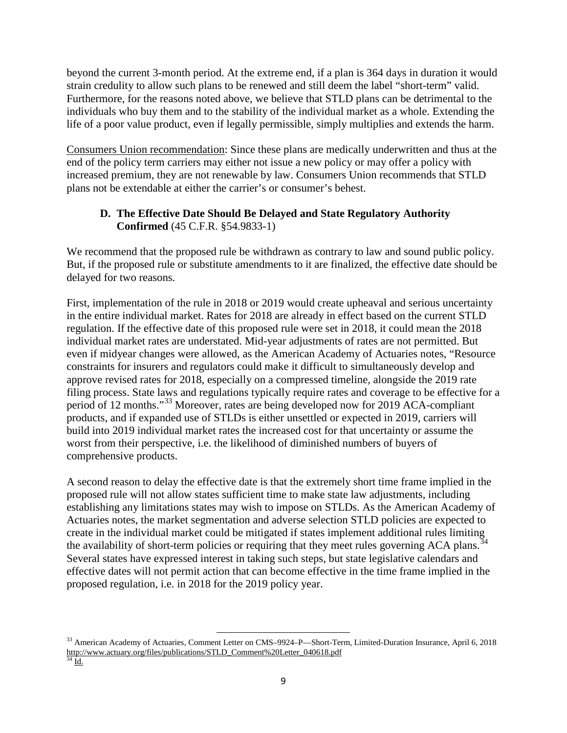beyond the current 3-month period. At the extreme end, if a plan is 364 days in duration it would strain credulity to allow such plans to be renewed and still deem the label "short-term" valid. Furthermore, for the reasons noted above, we believe that STLD plans can be detrimental to the individuals who buy them and to the stability of the individual market as a whole. Extending the life of a poor value product, even if legally permissible, simply multiplies and extends the harm.

Consumers Union recommendation: Since these plans are medically underwritten and thus at the end of the policy term carriers may either not issue a new policy or may offer a policy with increased premium, they are not renewable by law. Consumers Union recommends that STLD plans not be extendable at either the carrier's or consumer's behest.

### D. The Effective Date Should Be Delayed and State Regulatory Authority Confirmed (45 C.F.R. §54.9833-1)

We recommend that the proposed rule be withdrawn as contrary to law and sound public policy. But, if the proposed rule or substitute amendments to it are finalized, the effective date should be delayed for two reasons.

First, implementation of the rule in 2018 or 2019 would create upheaval and serious uncertainty in the entire individual market. Rates for 2018 are already in effect based on the current STLD regulation. If the effective date of this proposed rule were set in 2018, it could mean the 2018 individual market rates are understated. Mid-year adjustments of rates are not permitted. But even if midyear changes were allowed, as the American Academy of Actuaries notes, "Resource constraints for insurers and regulators could make it difficult to simultaneously develop and approve revised rates for 2018, especially on a compressed timeline, alongside the 2019 rate filing process. State laws and regulations typically require rates and coverage to be effective for a period of 12 months."[33] Moreover, rates are being developed now for 2019 ACA-compliant products, and if expanded use of STLDs is either unsettled or expected in 2019, carriers will build into 2019 individual market rates the increased cost for that uncertainty or assume the worst from their perspective, i.e. the likelihood of diminished numbers of buyers of comprehensive products.

A second reason to delay the effective date is that the extremely short time frame implied in the proposed rule will not allow states sufficient time to make state law adjustments, including establishing any limitations states may wish to impose on STLDs. As the American Academy of Actuaries notes, the market segmentation and adverse selection STLD policies are expected to create in the individual market could be mitigated if states implement additional rules limiting the availability of short-term policies or requiring that they meet rules governing ACA plans.[34] Several states have expressed interest in taking such steps, but state legislative calendars and effective dates will not permit action that can become effective in the time frame implied in the proposed regulation, i.e. in 2018 for the 2019 policy year.

---

[33] American Academy of Actuaries, Comment Letter on CMS–9924–P—Short-Term, Limited-Duration Insurance, April 6, 2018 http://www.actuary.org/files/publications/STLD_Comment%20Letter_040618.pdf

[34] Id.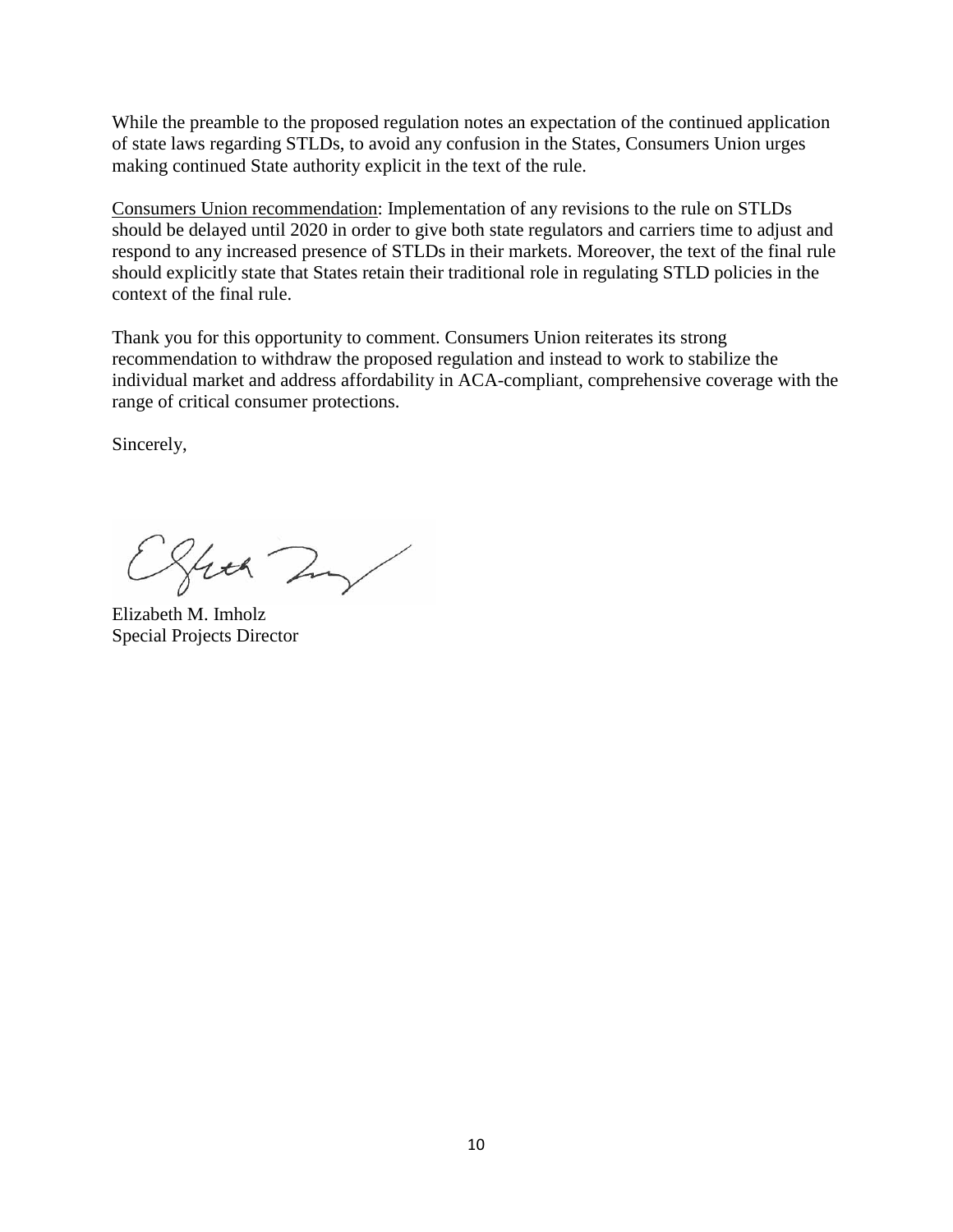While the preamble to the proposed regulation notes an expectation of the continued application of state laws regarding STLDs, to avoid any confusion in the States, Consumers Union urges making continued State authority explicit in the text of the rule.

<u>Consumers Union recommendation</u>: Implementation of any revisions to the rule on STLDs should be delayed until 2020 in order to give both state regulators and carriers time to adjust and respond to any increased presence of STLDs in their markets. Moreover, the text of the final rule should explicitly state that States retain their traditional role in regulating STLD policies in the context of the final rule.

Thank you for this opportunity to comment. Consumers Union reiterates its strong recommendation to withdraw the proposed regulation and instead to work to stabilize the individual market and address affordability in ACA-compliant, comprehensive coverage with the range of critical consumer protections.

Sincerely,

Elizabeth M. Imholz
Special Projects Director